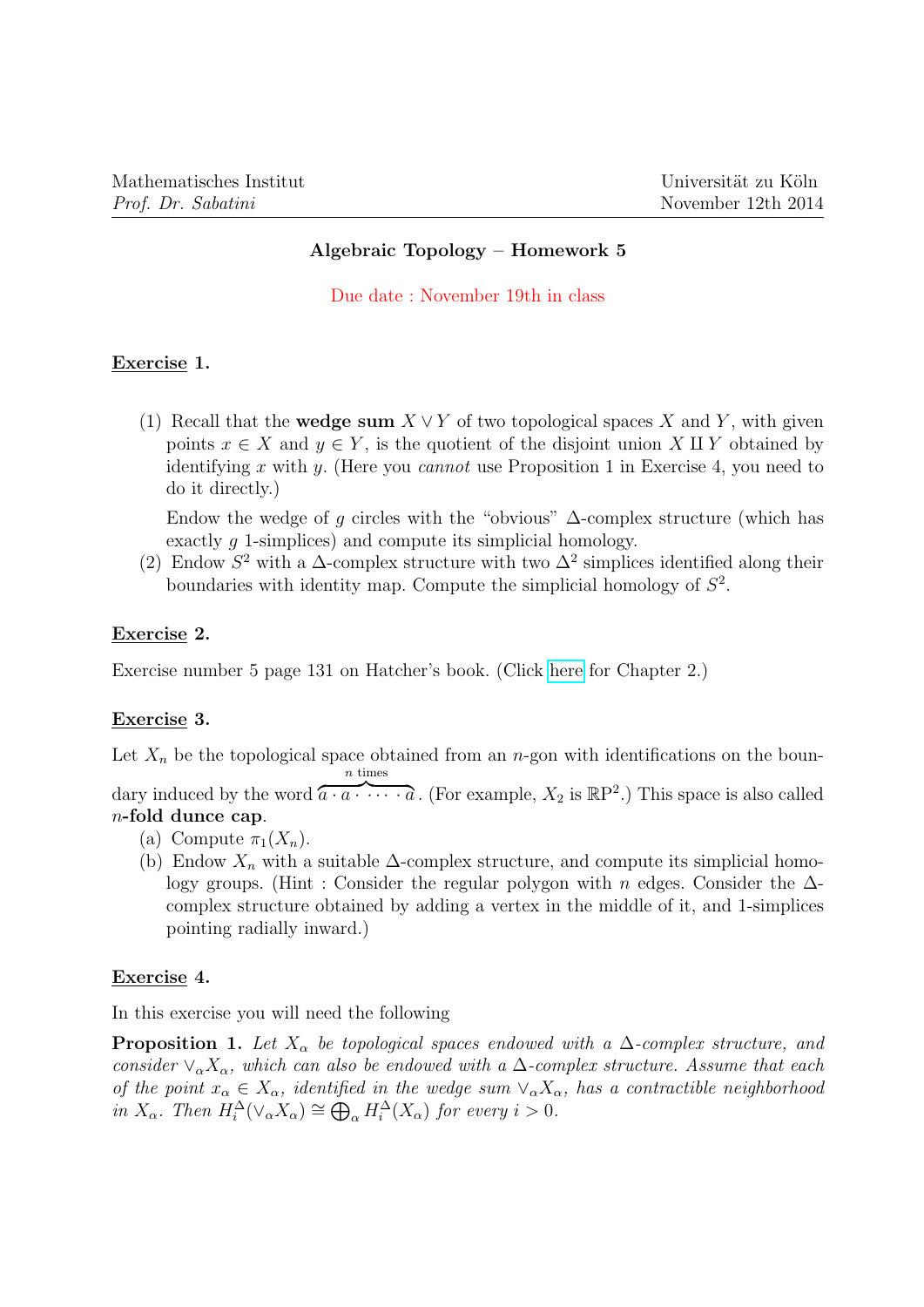Mathematisches Institut  
*Prof. Dr. Sabatini*

Universität zu Köln  
November 12th 2014

## Algebraic Topology – Homework 5

Due date : November 19th in class

### Exercise 1.

(1) Recall that the **wedge sum** $X \vee Y$ of two topological spaces $X$ and $Y$, with given points $x \in X$ and $y \in Y$, is the quotient of the disjoint union $X \amalg Y$ obtained by identifying $x$ with $y$. (Here you *cannot* use Proposition 1 in Exercise 4, you need to do it directly.)

Endow the wedge of $g$ circles with the "obvious" $\Delta$-complex structure (which has exactly $g$ 1-simplices) and compute its simplicial homology.

(2) Endow $S^2$ with a $\Delta$-complex structure with two $\Delta^2$ simplices identified along their boundaries with identity map. Compute the simplicial homology of $S^2$.

### Exercise 2.

Exercise number 5 page 131 on Hatcher's book. (Click here for Chapter 2.)

### Exercise 3.

Let $X_n$ be the topological space obtained from an $n$-gon with identifications on the boundary induced by the word $\overbrace{a \cdot a \cdot \cdots \cdot a}^{n \text{ times}}$. (For example, $X_2$ is $\mathbb{RP}^2$.) This space is also called **$n$-fold dunce cap**.

(a) Compute $\pi_1(X_n)$.

(b) Endow $X_n$ with a suitable $\Delta$-complex structure, and compute its simplicial homology groups. (Hint : Consider the regular polygon with $n$ edges. Consider the $\Delta$-complex structure obtained by adding a vertex in the middle of it, and 1-simplices pointing radially inward.)

### Exercise 4.

In this exercise you will need the following

**Proposition 1.** *Let $X_\alpha$ be topological spaces endowed with a $\Delta$-complex structure, and consider $\vee_\alpha X_\alpha$, which can also be endowed with a $\Delta$-complex structure. Assume that each of the point $x_\alpha \in X_\alpha$, identified in the wedge sum $\vee_\alpha X_\alpha$, has a contractible neighborhood in $X_\alpha$. Then $H_i^\Delta(\vee_\alpha X_\alpha) \cong \bigoplus_\alpha H_i^\Delta(X_\alpha)$ for every $i > 0$.*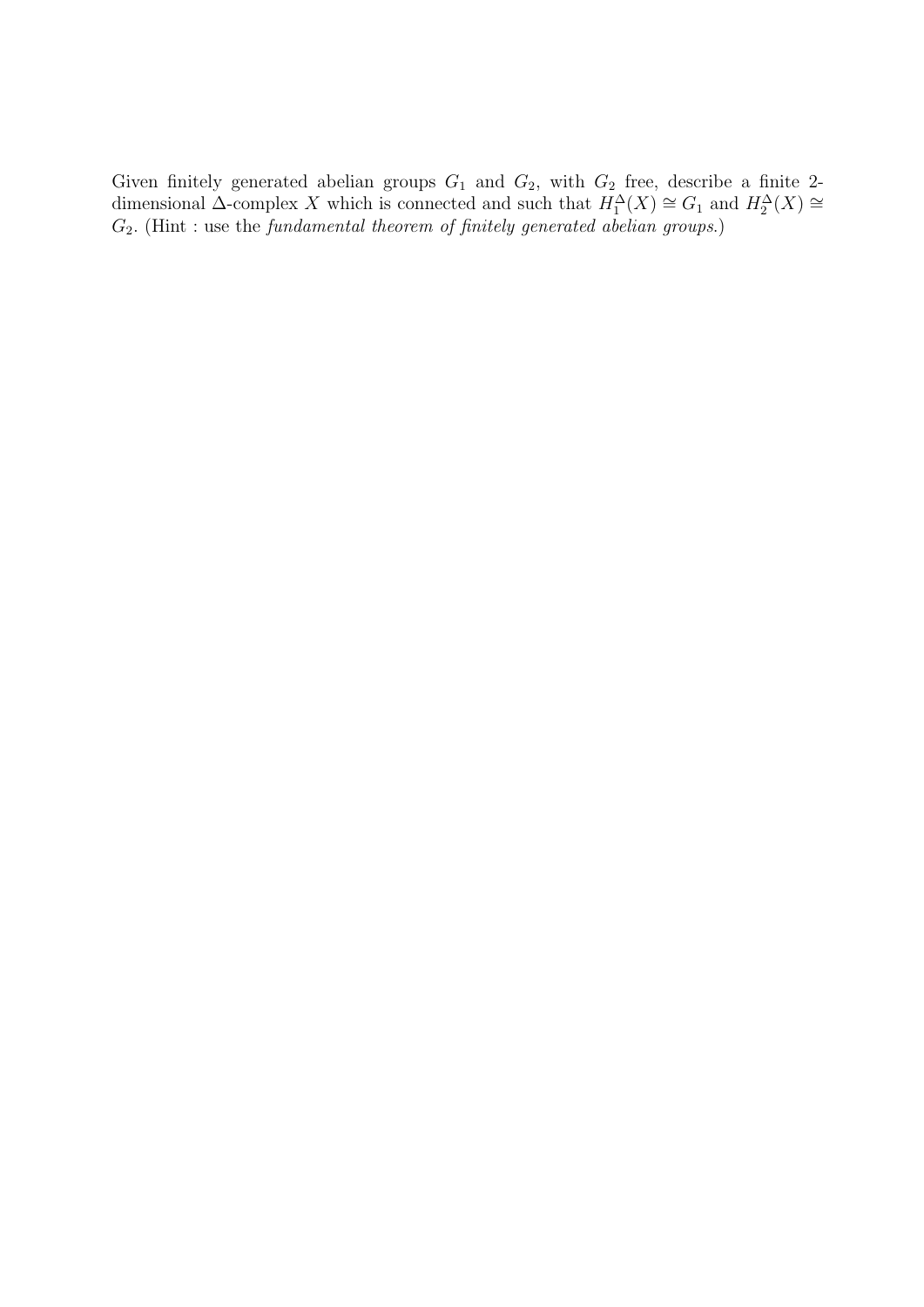Given finitely generated abelian groups $G_1$ and $G_2$, with $G_2$ free, describe a finite 2-dimensional $\Delta$-complex $X$ which is connected and such that $H_1^{\Delta}(X) \cong G_1$ and $H_2^{\Delta}(X) \cong G_2$. (Hint : use the *fundamental theorem of finitely generated abelian groups*.)